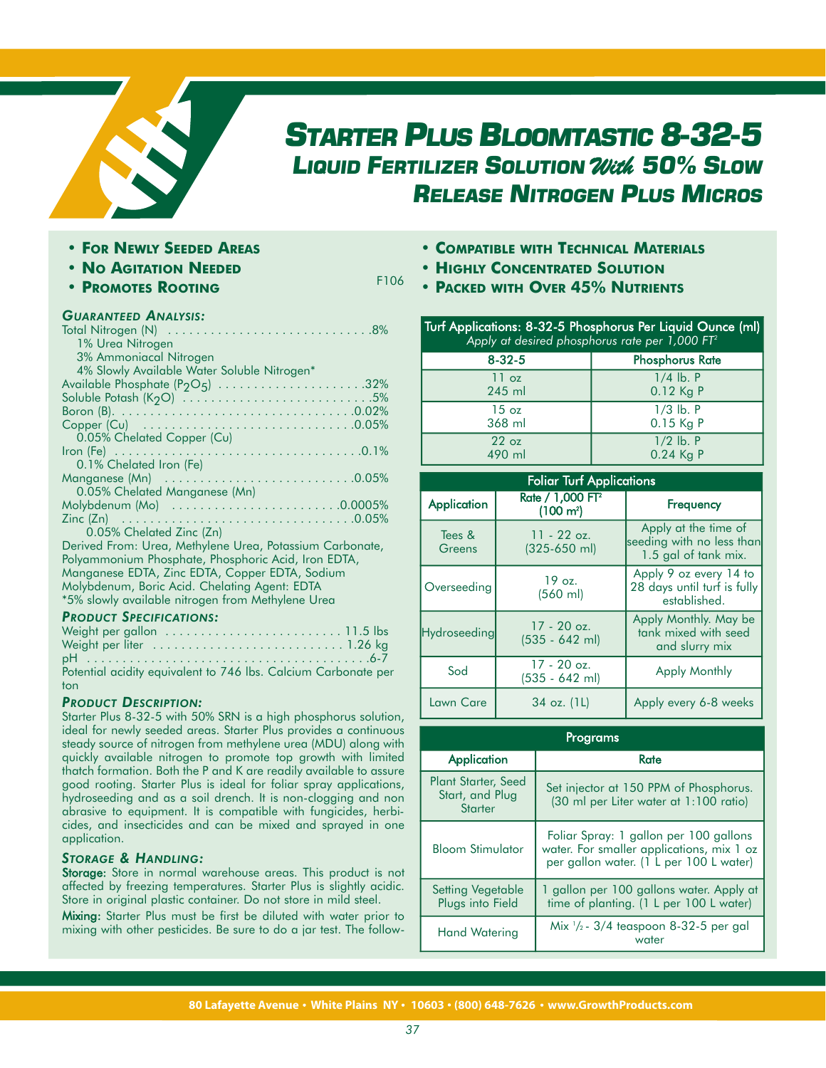# STARTER PLUS BLOOMTASTIC 8-32-5

## LIQUID FERTILIZER SOLUTION With 50% SLOW RELEASE NITROGEN PLUS MICROS

- **FOR NEWLY SEEDED AREAS**
- **NO AGITATION NEEDED**
- **PROMOTES ROOTING**

F106

### GUARANTEED ANALYSIS:

Total Nitrogen (N) ............................8%
- 1% Urea Nitrogen
- 3% Ammoniacal Nitrogen
- 4% Slowly Available Water Soluble Nitrogen*

Available Phosphate ($P_2O_5$) ....................32%
Soluble Potash ($K_2O$) ..........................5%
Boron (B). ................................0.02%
Copper (Cu) ..............................0.05%
- 0.05% Chelated Copper (Cu)

Iron (Fe) ..................................0.1%
- 0.1% Chelated Iron (Fe)

Manganese (Mn) ..........................0.05%
- 0.05% Chelated Manganese (Mn)

Molybdenum (Mo) .......................0.0005%
Zinc (Zn) .................................0.05%
- 0.05% Chelated Zinc (Zn)

Derived From: Urea, Methylene Urea, Potassium Carbonate, Polyammonium Phosphate, Phosphoric Acid, Iron EDTA, Manganese EDTA, Zinc EDTA, Copper EDTA, Sodium Molybdenum, Boric Acid. Chelating Agent: EDTA
*5% slowly available nitrogen from Methylene Urea

### PRODUCT SPECIFICATIONS:

Weight per gallon ......................... 11.5 lbs
Weight per liter ........................... 1.26 kg
pH .......................................6-7
Potential acidity equivalent to 746 lbs. Calcium Carbonate per ton

### PRODUCT DESCRIPTION:

Starter Plus 8-32-5 with 50% SRN is a high phosphorus solution, ideal for newly seeded areas. Starter Plus provides a continuous steady source of nitrogen from methylene urea (MDU) along with quickly available nitrogen to promote top growth with limited thatch formation. Both the P and K are readily available to assure good rooting. Starter Plus is ideal for foliar spray applications, hydroseeding and as a soil drench. It is non-clogging and non abrasive to equipment. It is compatible with fungicides, herbicides, and insecticides and can be mixed and sprayed in one application.

### STORAGE & HANDLING:

**Storage:** Store in normal warehouse areas. This product is not affected by freezing temperatures. Starter Plus is slightly acidic. Store in original plastic container. Do not store in mild steel.

**Mixing:** Starter Plus must be first be diluted with water prior to mixing with other pesticides. Be sure to do a jar test. The follow-

- **COMPATIBLE WITH TECHNICAL MATERIALS**
- **HIGHLY CONCENTRATED SOLUTION**
- **PACKED WITH OVER 45% NUTRIENTS**

| Turf Applications: 8-32-5 Phosphorus Per Liquid Ounce (ml) *Apply at desired phosphorus rate per 1,000 FT²* | |
|---|---|
| **8-32-5** | **Phosphorus Rate** |
| 11 oz 245 ml | 1/4 lb. P 0.12 Kg P |
| 15 oz 368 ml | 1/3 lb. P 0.15 Kg P |
| 22 oz 490 ml | 1/2 lb. P 0.24 Kg P |

| Foliar Turf Applications | | |
|---|---|---|
| **Application** | **Rate / 1,000 FT² (100 m²)** | **Frequency** |
| Tees & Greens | 11 - 22 oz. (325-650 ml) | Apply at the time of seeding with no less than 1.5 gal of tank mix. |
| Overseeding | 19 oz. (560 ml) | Apply 9 oz every 14 to 28 days until turf is fully established. |
| Hydroseeding | 17 - 20 oz. (535 - 642 ml) | Apply Monthly. May be tank mixed with seed and slurry mix |
| Sod | 17 - 20 oz. (535 - 642 ml) | Apply Monthly |
| Lawn Care | 34 oz. (1L) | Apply every 6-8 weeks |

| Programs | |
|---|---|
| **Application** | **Rate** |
| Plant Starter, Seed Start, and Plug Starter | Set injector at 150 PPM of Phosphorus. (30 ml per Liter water at 1:100 ratio) |
| Bloom Stimulator | Foliar Spray: 1 gallon per 100 gallons water. For smaller applications, mix 1 oz per gallon water. (1 L per 100 L water) |
| Setting Vegetable Plugs into Field | 1 gallon per 100 gallons water. Apply at time of planting. (1 L per 100 L water) |
| Hand Watering | Mix 1/2 - 3/4 teaspoon 8-32-5 per gal water |

80 Lafayette Avenue • White Plains NY • 10603 • (800) 648-7626 • www.GrowthProducts.com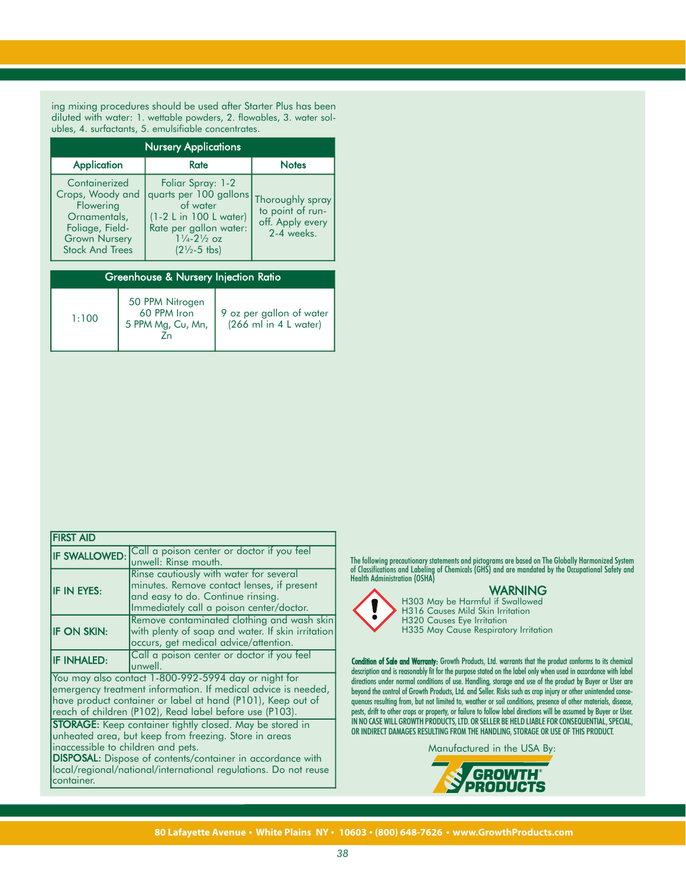ing mixing procedures should be used after Starter Plus has been diluted with water: 1. wettable powders, 2. flowables, 3. water solubles, 4. surfactants, 5. emulsifiable concentrates.

| Nursery Applications | | |
|---|---|---|
| **Application** | **Rate** | **Notes** |
| Containerized Crops, Woody and Flowering Ornamentals, Foliage, Field-Grown Nursery Stock And Trees | Foliar Spray: 1-2 quarts per 100 gallons of water (1-2 L in 100 L water) Rate per gallon water: 1¼-2½ oz (2½-5 tbs) | Thoroughly spray to point of run-off. Apply every 2-4 weeks. |

| Greenhouse & Nursery Injection Ratio | | |
|---|---|---|
| 1:100 | 50 PPM Nitrogen 60 PPM Iron 5 PPM Mg, Cu, Mn, Zn | 9 oz per gallon of water (266 ml in 4 L water) |

| FIRST AID | |
|---|---|
| IF SWALLOWED: | Call a poison center or doctor if you feel unwell: Rinse mouth. |
| IF IN EYES: | Rinse cautiously with water for several minutes. Remove contact lenses, if present and easy to do. Continue rinsing. Immediately call a poison center/doctor. |
| IF ON SKIN: | Remove contaminated clothing and wash skin with plenty of soap and water. If skin irritation occurs, get medical advice/attention. |
| IF INHALED: | Call a poison center or doctor if you feel unwell. |

You may also contact 1-800-992-5994 day or night for emergency treatment information. If medical advice is needed, have product container or label at hand (P101), Keep out of reach of children (P102), Read label before use (P103).

**STORAGE:** Keep container tightly closed. May be stored in unheated area, but keep from freezing. Store in areas inaccessible to children and pets.

**DISPOSAL:** Dispose of contents/container in accordance with local/regional/national/international regulations. Do not reuse container.

The following precautionary statements and pictograms are based on The Globally Harmonized System of Classifications and Labeling of Chemicals (GHS) and are mandated by the Occupational Safety and Health Administration (OSHA)

**WARNING**

H303 May be Harmful if Swallowed
H316 Causes Mild Skin Irritation
H320 Causes Eye Irritation
H335 May Cause Respiratory Irritation

**Condition of Sale and Warranty:** Growth Products, Ltd. warrants that the product conforms to its chemical description and is reasonably fit for the purpose stated on the label only when used in accordance with label directions under normal conditions of use. Handling, storage and use of the product by Buyer or User are beyond the control of Growth Products, Ltd. and Seller. Risks such as crop injury or other unintended consequences resulting from, but not limited to, weather or soil conditions, presence of other materials, disease, pests, drift to other crops or property, or failure to follow label directions will be assumed by Buyer or User. IN NO CASE WILL GROWTH PRODUCTS, LTD. OR SELLER BE HELD LIABLE FOR CONSEQUENTIAL, SPECIAL, OR INDIRECT DAMAGES RESULTING FROM THE HANDLING, STORAGE OR USE OF THIS PRODUCT.

Manufactured in the USA By:

GROWTH® PRODUCTS

80 Lafayette Avenue • White Plains NY • 10603 • (800) 648-7626 • www.GrowthProducts.com